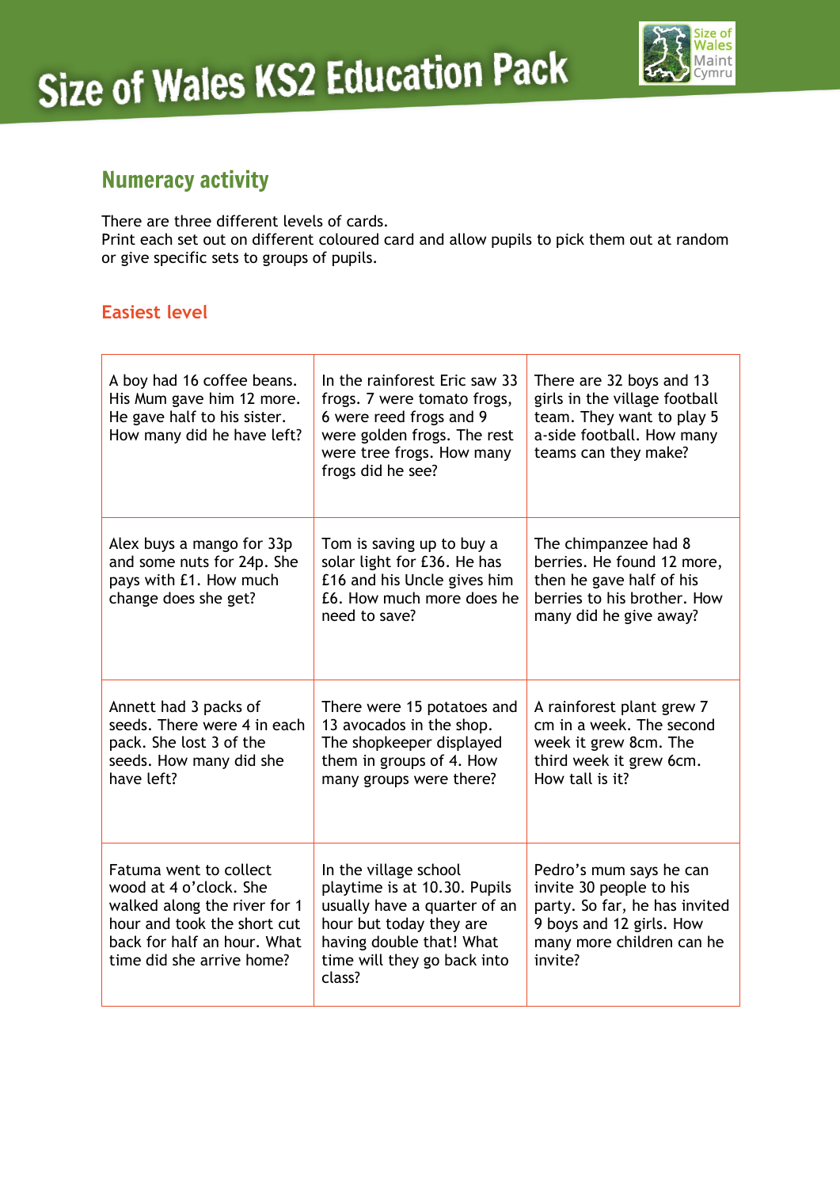# Size of Wales KS2 Education Pack

## Numeracy activity

There are three different levels of cards.
Print each set out on different coloured card and allow pupils to pick them out at random or give specific sets to groups of pupils.

### Easiest level

| | | |
|---|---|---|
| A boy had 16 coffee beans. His Mum gave him 12 more. He gave half to his sister. How many did he have left? | In the rainforest Eric saw 33 frogs. 7 were tomato frogs, 6 were reed frogs and 9 were golden frogs. The rest were tree frogs. How many frogs did he see? | There are 32 boys and 13 girls in the village football team. They want to play 5 a-side football. How many teams can they make? |
| Alex buys a mango for 33p and some nuts for 24p. She pays with £1. How much change does she get? | Tom is saving up to buy a solar light for £36. He has £16 and his Uncle gives him £6. How much more does he need to save? | The chimpanzee had 8 berries. He found 12 more, then he gave half of his berries to his brother. How many did he give away? |
| Annett had 3 packs of seeds. There were 4 in each pack. She lost 3 of the seeds. How many did she have left? | There were 15 potatoes and 13 avocados in the shop. The shopkeeper displayed them in groups of 4. How many groups were there? | A rainforest plant grew 7 cm in a week. The second week it grew 8cm. The third week it grew 6cm. How tall is it? |
| Fatuma went to collect wood at 4 o'clock. She walked along the river for 1 hour and took the short cut back for half an hour. What time did she arrive home? | In the village school playtime is at 10.30. Pupils usually have a quarter of an hour but today they are having double that! What time will they go back into class? | Pedro's mum says he can invite 30 people to his party. So far, he has invited 9 boys and 12 girls. How many more children can he invite? |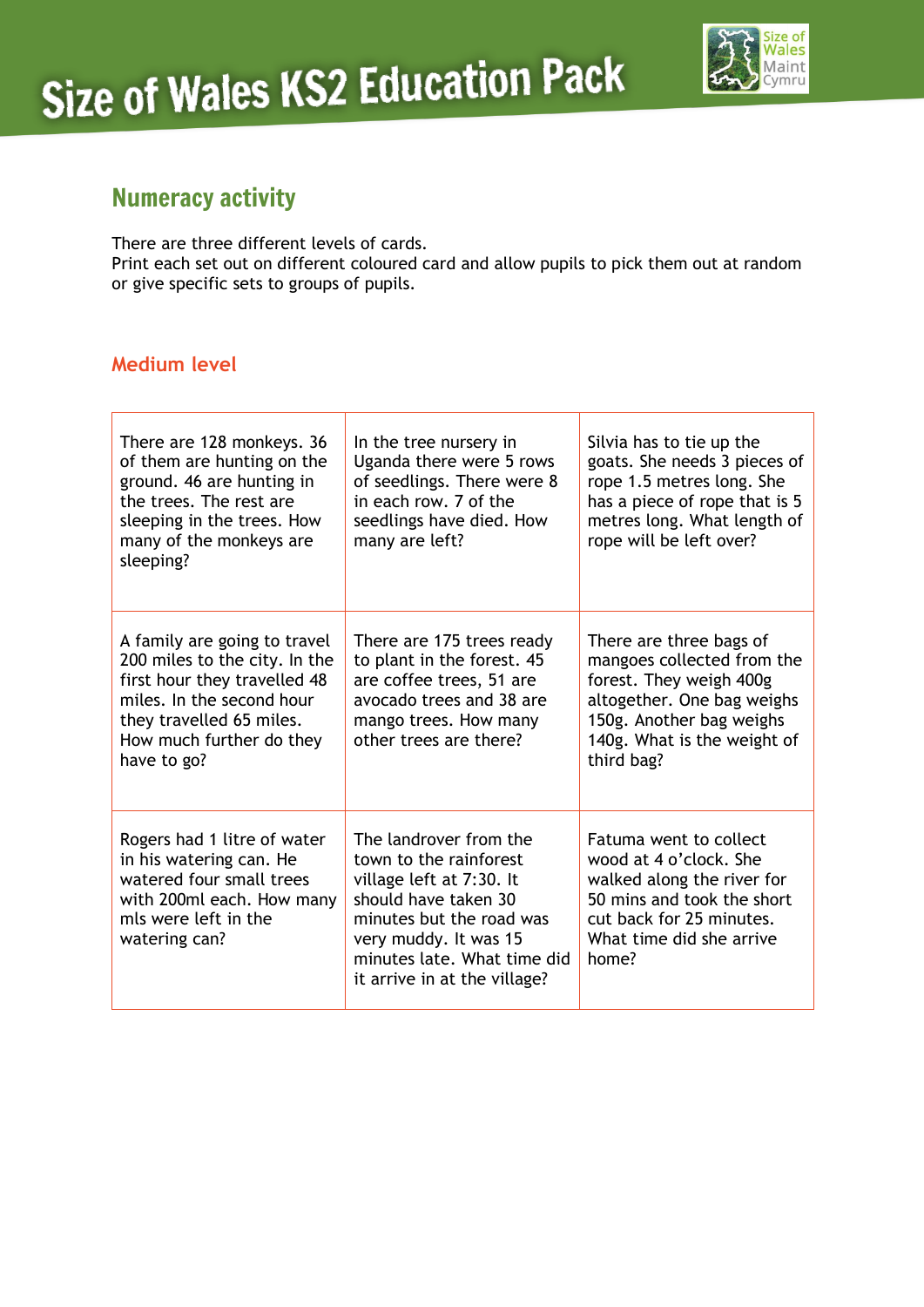## Numeracy activity

There are three different levels of cards.
Print each set out on different coloured card and allow pupils to pick them out at random or give specific sets to groups of pupils.

### Medium level

| | | |
|---|---|---|
| There are 128 monkeys. 36 of them are hunting on the ground. 46 are hunting in the trees. The rest are sleeping in the trees. How many of the monkeys are sleeping? | In the tree nursery in Uganda there were 5 rows of seedlings. There were 8 in each row. 7 of the seedlings have died. How many are left? | Silvia has to tie up the goats. She needs 3 pieces of rope 1.5 metres long. She has a piece of rope that is 5 metres long. What length of rope will be left over? |
| A family are going to travel 200 miles to the city. In the first hour they travelled 48 miles. In the second hour they travelled 65 miles. How much further do they have to go? | There are 175 trees ready to plant in the forest. 45 are coffee trees, 51 are avocado trees and 38 are mango trees. How many other trees are there? | There are three bags of mangoes collected from the forest. They weigh 400g altogether. One bag weighs 150g. Another bag weighs 140g. What is the weight of third bag? |
| Rogers had 1 litre of water in his watering can. He watered four small trees with 200ml each. How many mls were left in the watering can? | The landrover from the town to the rainforest village left at 7:30. It should have taken 30 minutes but the road was very muddy. It was 15 minutes late. What time did it arrive in at the village? | Fatuma went to collect wood at 4 o'clock. She walked along the river for 50 mins and took the short cut back for 25 minutes. What time did she arrive home? |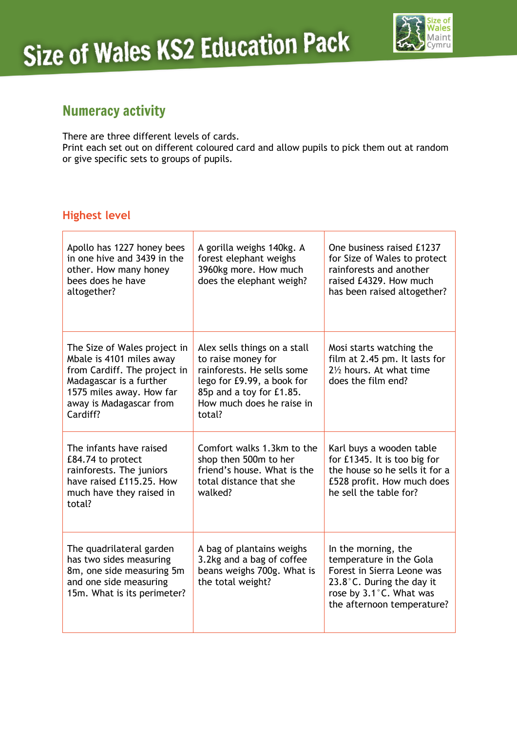# Size of Wales KS2 Education Pack

## Numeracy activity

There are three different levels of cards.
Print each set out on different coloured card and allow pupils to pick them out at random or give specific sets to groups of pupils.

### Highest level

| | | |
|---|---|---|
| Apollo has 1227 honey bees in one hive and 3439 in the other. How many honey bees does he have altogether? | A gorilla weighs 140kg. A forest elephant weighs 3960kg more. How much does the elephant weigh? | One business raised £1237 for Size of Wales to protect rainforests and another raised £4329. How much has been raised altogether? |
| The Size of Wales project in Mbale is 4101 miles away from Cardiff. The project in Madagascar is a further 1575 miles away. How far away is Madagascar from Cardiff? | Alex sells things on a stall to raise money for rainforests. He sells some lego for £9.99, a book for 85p and a toy for £1.85. How much does he raise in total? | Mosi starts watching the film at 2.45 pm. It lasts for 2½ hours. At what time does the film end? |
| The infants have raised £84.74 to protect rainforests. The juniors have raised £115.25. How much have they raised in total? | Comfort walks 1.3km to the shop then 500m to her friend's house. What is the total distance that she walked? | Karl buys a wooden table for £1345. It is too big for the house so he sells it for a £528 profit. How much does he sell the table for? |
| The quadrilateral garden has two sides measuring 8m, one side measuring 5m and one side measuring 15m. What is its perimeter? | A bag of plantains weighs 3.2kg and a bag of coffee beans weighs 700g. What is the total weight? | In the morning, the temperature in the Gola Forest in Sierra Leone was 23.8˚C. During the day it rose by 3.1˚C. What was the afternoon temperature? |